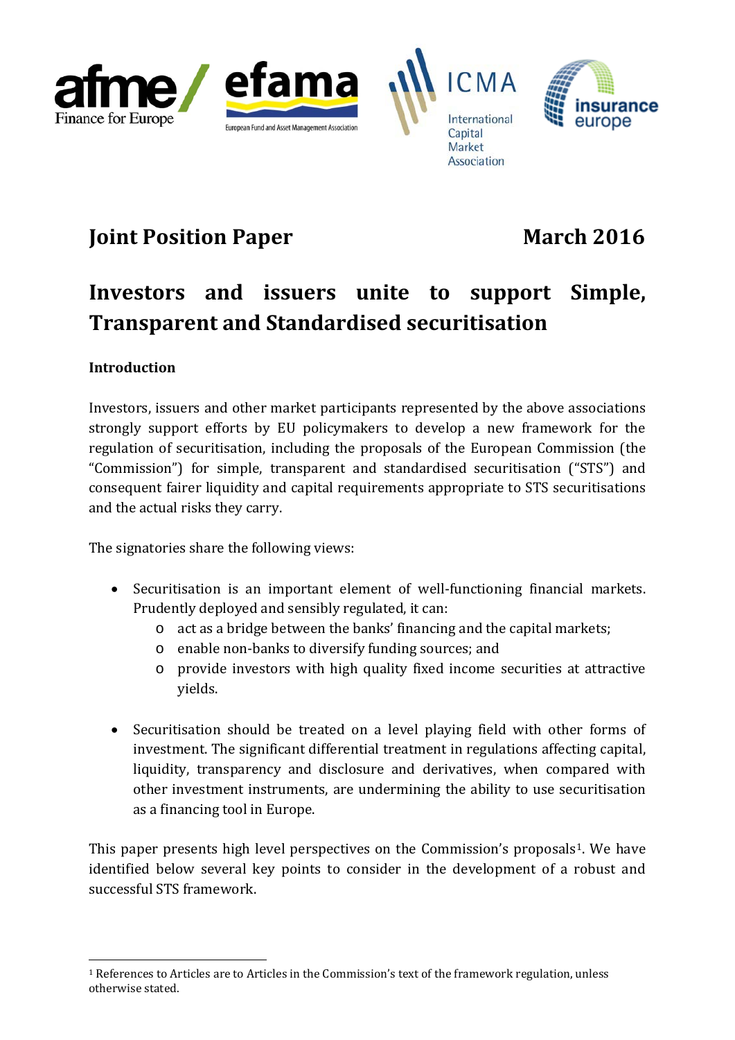Joint Position Paper March 2016

# Investors and issuers unite to support Simple, Transparent and Standardised securitisation

**Introduction**

Investors, issuers and other market participants represented by the above associations strongly support efforts by EU policymakers to develop a new framework for the regulation of securitisation, including the proposals of the European Commission (the "Commission") for simple, transparent and standardised securitisation ("STS") and consequent fairer liquidity and capital requirements appropriate to STS securitisations and the actual risks they carry.

The signatories share the following views:

- Securitisation is an important element of well-functioning financial markets. Prudently deployed and sensibly regulated, it can:
  - act as a bridge between the banks' financing and the capital markets;
  - enable non-banks to diversify funding sources; and
  - provide investors with high quality fixed income securities at attractive yields.

- Securitisation should be treated on a level playing field with other forms of investment. The significant differential treatment in regulations affecting capital, liquidity, transparency and disclosure and derivatives, when compared with other investment instruments, are undermining the ability to use securitisation as a financing tool in Europe.

This paper presents high level perspectives on the Commission's proposals[1]. We have identified below several key points to consider in the development of a robust and successful STS framework.

[1] References to Articles are to Articles in the Commission's text of the framework regulation, unless otherwise stated.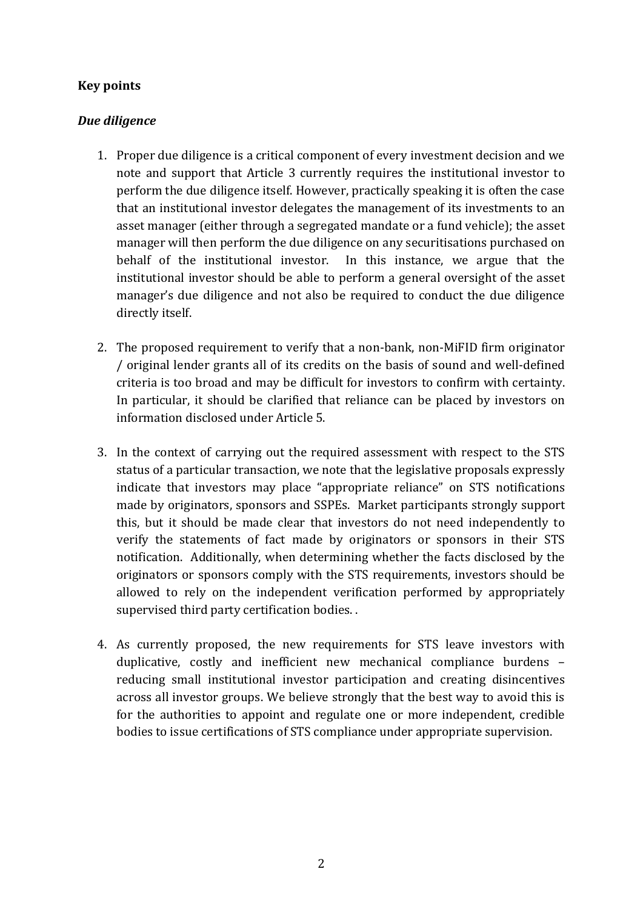**Key points**

***Due diligence***

1. Proper due diligence is a critical component of every investment decision and we note and support that Article 3 currently requires the institutional investor to perform the due diligence itself. However, practically speaking it is often the case that an institutional investor delegates the management of its investments to an asset manager (either through a segregated mandate or a fund vehicle); the asset manager will then perform the due diligence on any securitisations purchased on behalf of the institutional investor. In this instance, we argue that the institutional investor should be able to perform a general oversight of the asset manager's due diligence and not also be required to conduct the due diligence directly itself.

2. The proposed requirement to verify that a non-bank, non-MiFID firm originator / original lender grants all of its credits on the basis of sound and well-defined criteria is too broad and may be difficult for investors to confirm with certainty. In particular, it should be clarified that reliance can be placed by investors on information disclosed under Article 5.

3. In the context of carrying out the required assessment with respect to the STS status of a particular transaction, we note that the legislative proposals expressly indicate that investors may place "appropriate reliance" on STS notifications made by originators, sponsors and SSPEs. Market participants strongly support this, but it should be made clear that investors do not need independently to verify the statements of fact made by originators or sponsors in their STS notification. Additionally, when determining whether the facts disclosed by the originators or sponsors comply with the STS requirements, investors should be allowed to rely on the independent verification performed by appropriately supervised third party certification bodies. .

4. As currently proposed, the new requirements for STS leave investors with duplicative, costly and inefficient new mechanical compliance burdens – reducing small institutional investor participation and creating disincentives across all investor groups. We believe strongly that the best way to avoid this is for the authorities to appoint and regulate one or more independent, credible bodies to issue certifications of STS compliance under appropriate supervision.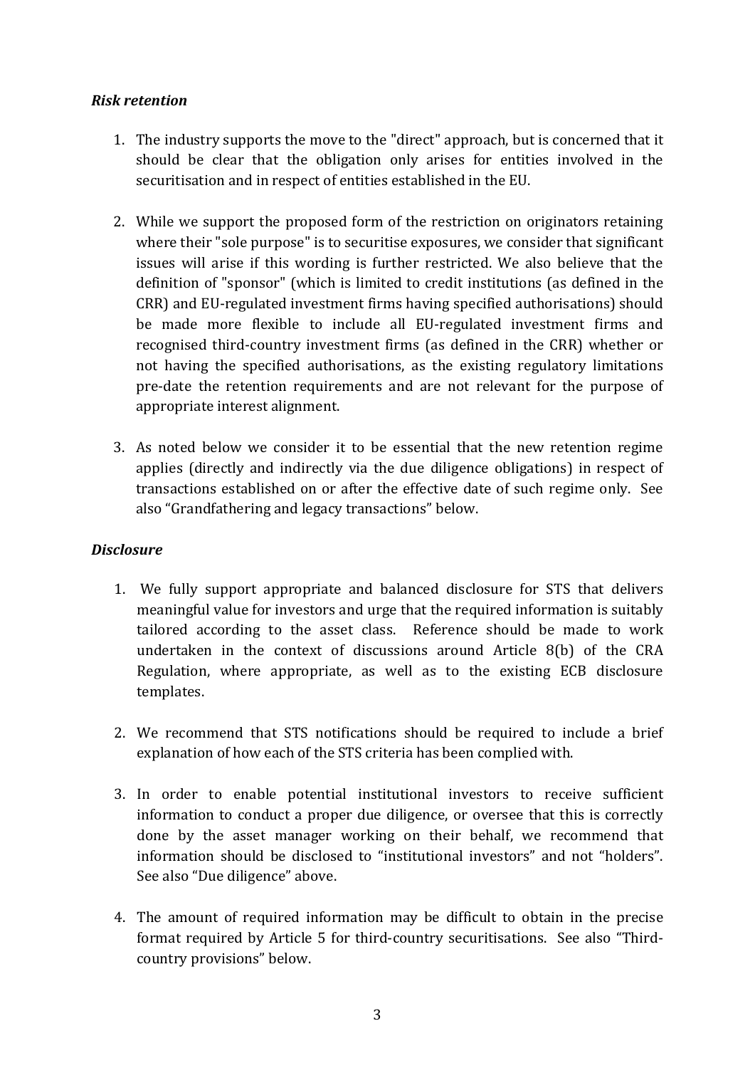***Risk retention***

1. The industry supports the move to the "direct" approach, but is concerned that it should be clear that the obligation only arises for entities involved in the securitisation and in respect of entities established in the EU.

2. While we support the proposed form of the restriction on originators retaining where their "sole purpose" is to securitise exposures, we consider that significant issues will arise if this wording is further restricted. We also believe that the definition of "sponsor" (which is limited to credit institutions (as defined in the CRR) and EU-regulated investment firms having specified authorisations) should be made more flexible to include all EU-regulated investment firms and recognised third-country investment firms (as defined in the CRR) whether or not having the specified authorisations, as the existing regulatory limitations pre-date the retention requirements and are not relevant for the purpose of appropriate interest alignment.

3. As noted below we consider it to be essential that the new retention regime applies (directly and indirectly via the due diligence obligations) in respect of transactions established on or after the effective date of such regime only. See also "Grandfathering and legacy transactions" below.

***Disclosure***

1. We fully support appropriate and balanced disclosure for STS that delivers meaningful value for investors and urge that the required information is suitably tailored according to the asset class. Reference should be made to work undertaken in the context of discussions around Article 8(b) of the CRA Regulation, where appropriate, as well as to the existing ECB disclosure templates.

2. We recommend that STS notifications should be required to include a brief explanation of how each of the STS criteria has been complied with.

3. In order to enable potential institutional investors to receive sufficient information to conduct a proper due diligence, or oversee that this is correctly done by the asset manager working on their behalf, we recommend that information should be disclosed to "institutional investors" and not "holders". See also "Due diligence" above.

4. The amount of required information may be difficult to obtain in the precise format required by Article 5 for third-country securitisations. See also "Third-country provisions" below.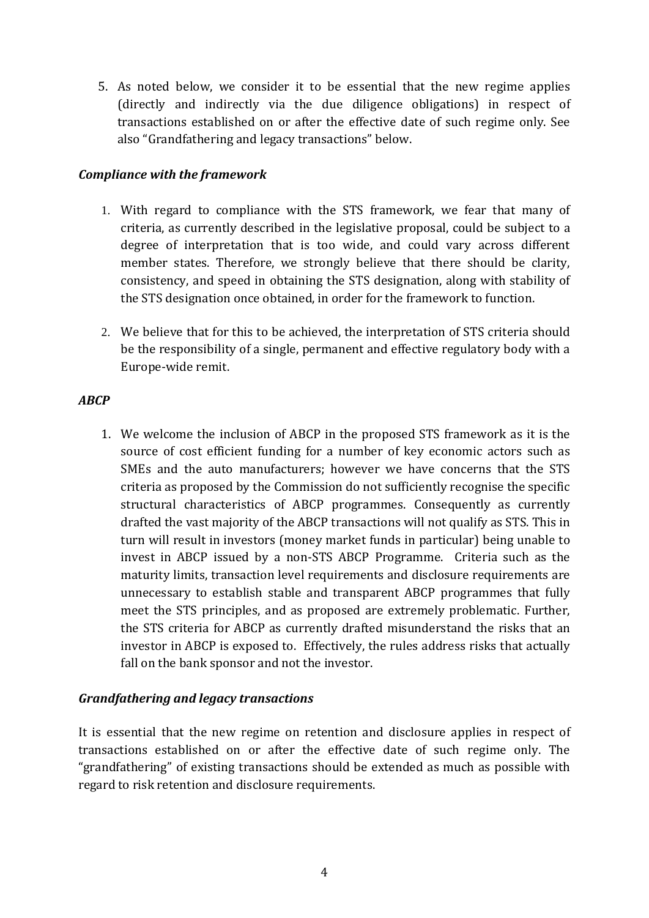5. As noted below, we consider it to be essential that the new regime applies (directly and indirectly via the due diligence obligations) in respect of transactions established on or after the effective date of such regime only. See also "Grandfathering and legacy transactions" below.

### *Compliance with the framework*

1. With regard to compliance with the STS framework, we fear that many of criteria, as currently described in the legislative proposal, could be subject to a degree of interpretation that is too wide, and could vary across different member states. Therefore, we strongly believe that there should be clarity, consistency, and speed in obtaining the STS designation, along with stability of the STS designation once obtained, in order for the framework to function.

2. We believe that for this to be achieved, the interpretation of STS criteria should be the responsibility of a single, permanent and effective regulatory body with a Europe-wide remit.

### *ABCP*

1. We welcome the inclusion of ABCP in the proposed STS framework as it is the source of cost efficient funding for a number of key economic actors such as SMEs and the auto manufacturers; however we have concerns that the STS criteria as proposed by the Commission do not sufficiently recognise the specific structural characteristics of ABCP programmes. Consequently as currently drafted the vast majority of the ABCP transactions will not qualify as STS. This in turn will result in investors (money market funds in particular) being unable to invest in ABCP issued by a non-STS ABCP Programme. Criteria such as the maturity limits, transaction level requirements and disclosure requirements are unnecessary to establish stable and transparent ABCP programmes that fully meet the STS principles, and as proposed are extremely problematic. Further, the STS criteria for ABCP as currently drafted misunderstand the risks that an investor in ABCP is exposed to. Effectively, the rules address risks that actually fall on the bank sponsor and not the investor.

### *Grandfathering and legacy transactions*

It is essential that the new regime on retention and disclosure applies in respect of transactions established on or after the effective date of such regime only. The "grandfathering" of existing transactions should be extended as much as possible with regard to risk retention and disclosure requirements.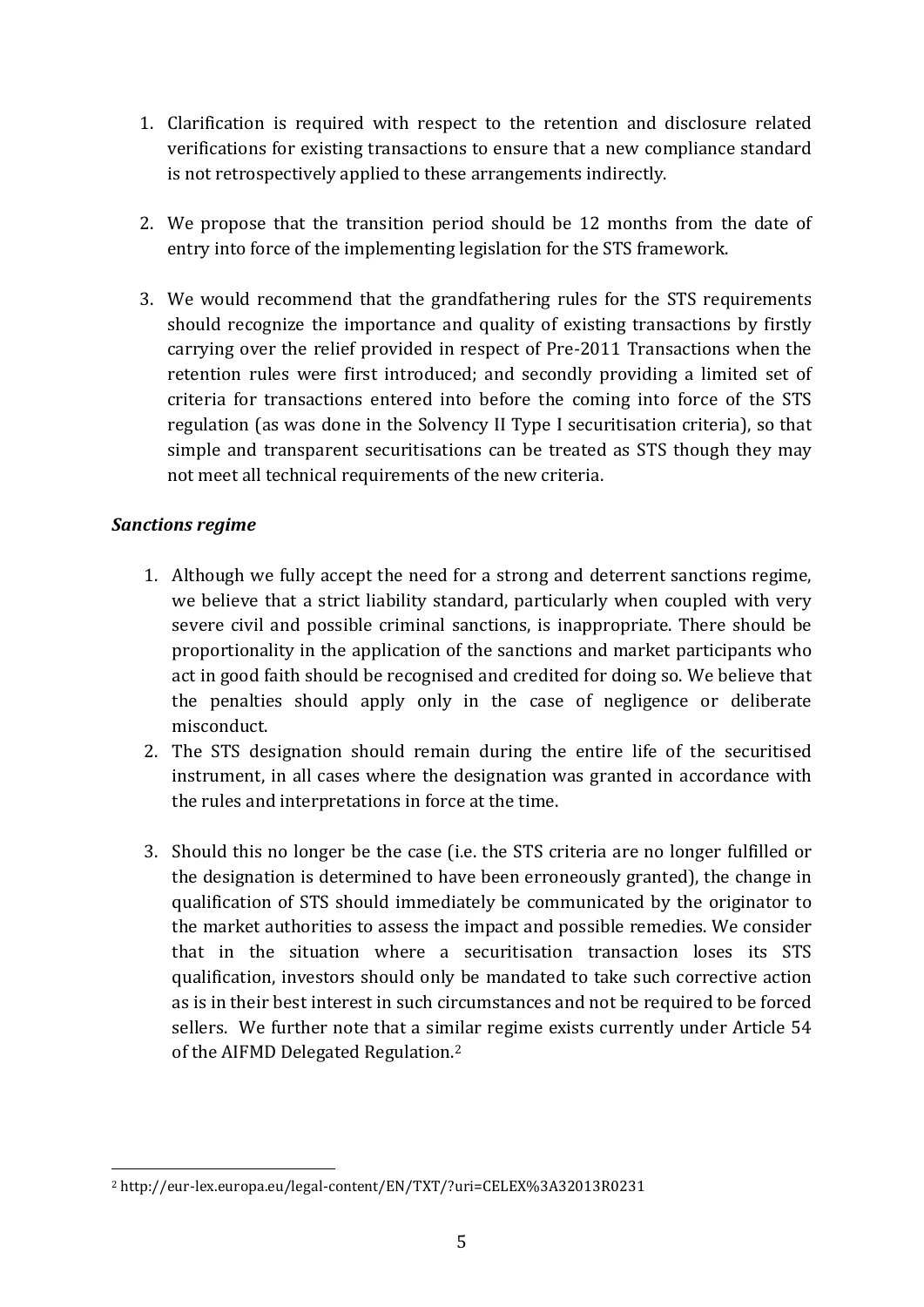1. Clarification is required with respect to the retention and disclosure related verifications for existing transactions to ensure that a new compliance standard is not retrospectively applied to these arrangements indirectly.

2. We propose that the transition period should be 12 months from the date of entry into force of the implementing legislation for the STS framework.

3. We would recommend that the grandfathering rules for the STS requirements should recognize the importance and quality of existing transactions by firstly carrying over the relief provided in respect of Pre-2011 Transactions when the retention rules were first introduced; and secondly providing a limited set of criteria for transactions entered into before the coming into force of the STS regulation (as was done in the Solvency II Type I securitisation criteria), so that simple and transparent securitisations can be treated as STS though they may not meet all technical requirements of the new criteria.

***Sanctions regime***

1. Although we fully accept the need for a strong and deterrent sanctions regime, we believe that a strict liability standard, particularly when coupled with very severe civil and possible criminal sanctions, is inappropriate. There should be proportionality in the application of the sanctions and market participants who act in good faith should be recognised and credited for doing so. We believe that the penalties should apply only in the case of negligence or deliberate misconduct.
2. The STS designation should remain during the entire life of the securitised instrument, in all cases where the designation was granted in accordance with the rules and interpretations in force at the time.

3. Should this no longer be the case (i.e. the STS criteria are no longer fulfilled or the designation is determined to have been erroneously granted), the change in qualification of STS should immediately be communicated by the originator to the market authorities to assess the impact and possible remedies. We consider that in the situation where a securitisation transaction loses its STS qualification, investors should only be mandated to take such corrective action as is in their best interest in such circumstances and not be required to be forced sellers. We further note that a similar regime exists currently under Article 54 of the AIFMD Delegated Regulation.[2]

[2] http://eur-lex.europa.eu/legal-content/EN/TXT/?uri=CELEX%3A32013R0231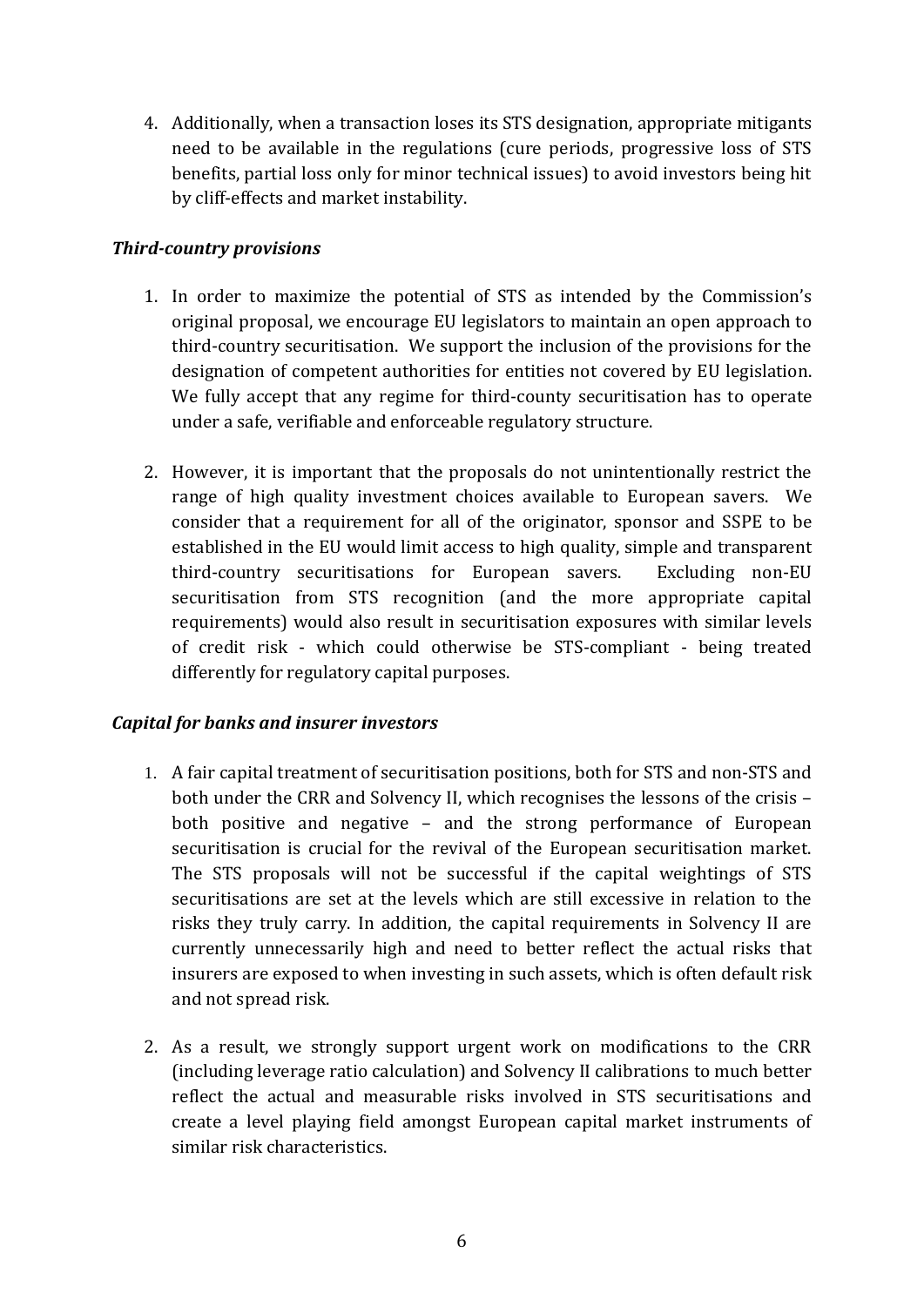4. Additionally, when a transaction loses its STS designation, appropriate mitigants need to be available in the regulations (cure periods, progressive loss of STS benefits, partial loss only for minor technical issues) to avoid investors being hit by cliff-effects and market instability.

***Third-country provisions***

1. In order to maximize the potential of STS as intended by the Commission's original proposal, we encourage EU legislators to maintain an open approach to third-country securitisation. We support the inclusion of the provisions for the designation of competent authorities for entities not covered by EU legislation. We fully accept that any regime for third-county securitisation has to operate under a safe, verifiable and enforceable regulatory structure.

2. However, it is important that the proposals do not unintentionally restrict the range of high quality investment choices available to European savers. We consider that a requirement for all of the originator, sponsor and SSPE to be established in the EU would limit access to high quality, simple and transparent third-country securitisations for European savers. Excluding non-EU securitisation from STS recognition (and the more appropriate capital requirements) would also result in securitisation exposures with similar levels of credit risk - which could otherwise be STS-compliant - being treated differently for regulatory capital purposes.

***Capital for banks and insurer investors***

1. A fair capital treatment of securitisation positions, both for STS and non-STS and both under the CRR and Solvency II, which recognises the lessons of the crisis – both positive and negative – and the strong performance of European securitisation is crucial for the revival of the European securitisation market. The STS proposals will not be successful if the capital weightings of STS securitisations are set at the levels which are still excessive in relation to the risks they truly carry. In addition, the capital requirements in Solvency II are currently unnecessarily high and need to better reflect the actual risks that insurers are exposed to when investing in such assets, which is often default risk and not spread risk.

2. As a result, we strongly support urgent work on modifications to the CRR (including leverage ratio calculation) and Solvency II calibrations to much better reflect the actual and measurable risks involved in STS securitisations and create a level playing field amongst European capital market instruments of similar risk characteristics.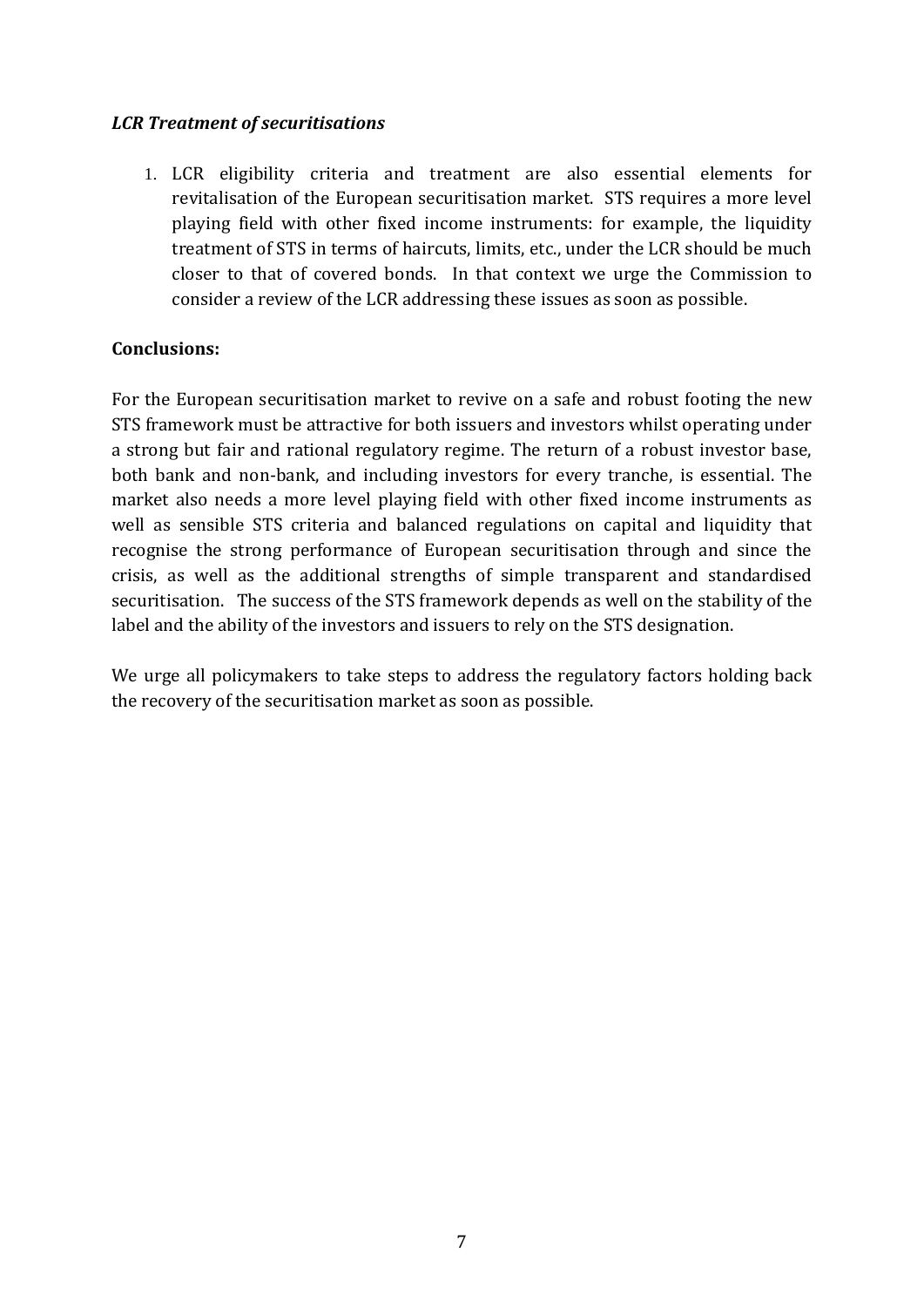### *LCR Treatment of securitisations*

1. LCR eligibility criteria and treatment are also essential elements for revitalisation of the European securitisation market. STS requires a more level playing field with other fixed income instruments: for example, the liquidity treatment of STS in terms of haircuts, limits, etc., under the LCR should be much closer to that of covered bonds. In that context we urge the Commission to consider a review of the LCR addressing these issues as soon as possible.

**Conclusions:**

For the European securitisation market to revive on a safe and robust footing the new STS framework must be attractive for both issuers and investors whilst operating under a strong but fair and rational regulatory regime. The return of a robust investor base, both bank and non-bank, and including investors for every tranche, is essential. The market also needs a more level playing field with other fixed income instruments as well as sensible STS criteria and balanced regulations on capital and liquidity that recognise the strong performance of European securitisation through and since the crisis, as well as the additional strengths of simple transparent and standardised securitisation. The success of the STS framework depends as well on the stability of the label and the ability of the investors and issuers to rely on the STS designation.

We urge all policymakers to take steps to address the regulatory factors holding back the recovery of the securitisation market as soon as possible.